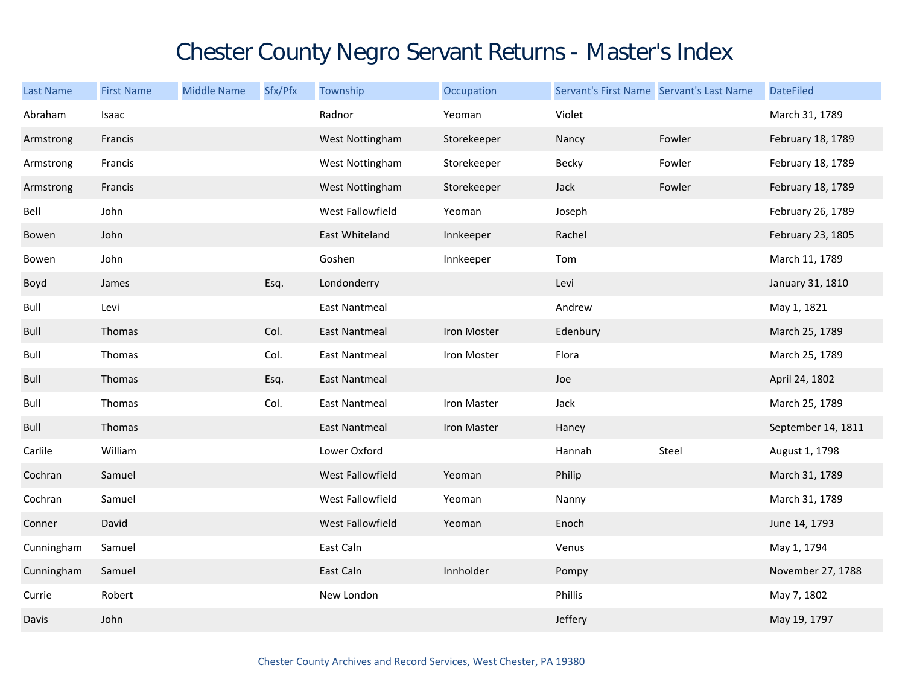# Chester County Negro Servant Returns - Master's Index

| Last Name | First Name | Middle Name | Sfx/Pfx | Township | Occupation | Servant's First Name | Servant's Last Name | DateFiled |
|---|---|---|---|---|---|---|---|---|
| Abraham | Isaac | | | Radnor | Yeoman | Violet | | March 31, 1789 |
| Armstrong | Francis | | | West Nottingham | Storekeeper | Nancy | Fowler | February 18, 1789 |
| Armstrong | Francis | | | West Nottingham | Storekeeper | Becky | Fowler | February 18, 1789 |
| Armstrong | Francis | | | West Nottingham | Storekeeper | Jack | Fowler | February 18, 1789 |
| Bell | John | | | West Fallowfield | Yeoman | Joseph | | February 26, 1789 |
| Bowen | John | | | East Whiteland | Innkeeper | Rachel | | February 23, 1805 |
| Bowen | John | | | Goshen | Innkeeper | Tom | | March 11, 1789 |
| Boyd | James | | Esq. | Londonderry | | Levi | | January 31, 1810 |
| Bull | Levi | | | East Nantmeal | | Andrew | | May 1, 1821 |
| Bull | Thomas | | Col. | East Nantmeal | Iron Moster | Edenbury | | March 25, 1789 |
| Bull | Thomas | | Col. | East Nantmeal | Iron Moster | Flora | | March 25, 1789 |
| Bull | Thomas | | Esq. | East Nantmeal | | Joe | | April 24, 1802 |
| Bull | Thomas | | Col. | East Nantmeal | Iron Master | Jack | | March 25, 1789 |
| Bull | Thomas | | | East Nantmeal | Iron Master | Haney | | September 14, 1811 |
| Carlile | William | | | Lower Oxford | | Hannah | Steel | August 1, 1798 |
| Cochran | Samuel | | | West Fallowfield | Yeoman | Philip | | March 31, 1789 |
| Cochran | Samuel | | | West Fallowfield | Yeoman | Nanny | | March 31, 1789 |
| Conner | David | | | West Fallowfield | Yeoman | Enoch | | June 14, 1793 |
| Cunningham | Samuel | | | East Caln | | Venus | | May 1, 1794 |
| Cunningham | Samuel | | | East Caln | Innholder | Pompy | | November 27, 1788 |
| Currie | Robert | | | New London | | Phillis | | May 7, 1802 |
| Davis | John | | | | | Jeffery | | May 19, 1797 |

Chester County Archives and Record Services, West Chester, PA 19380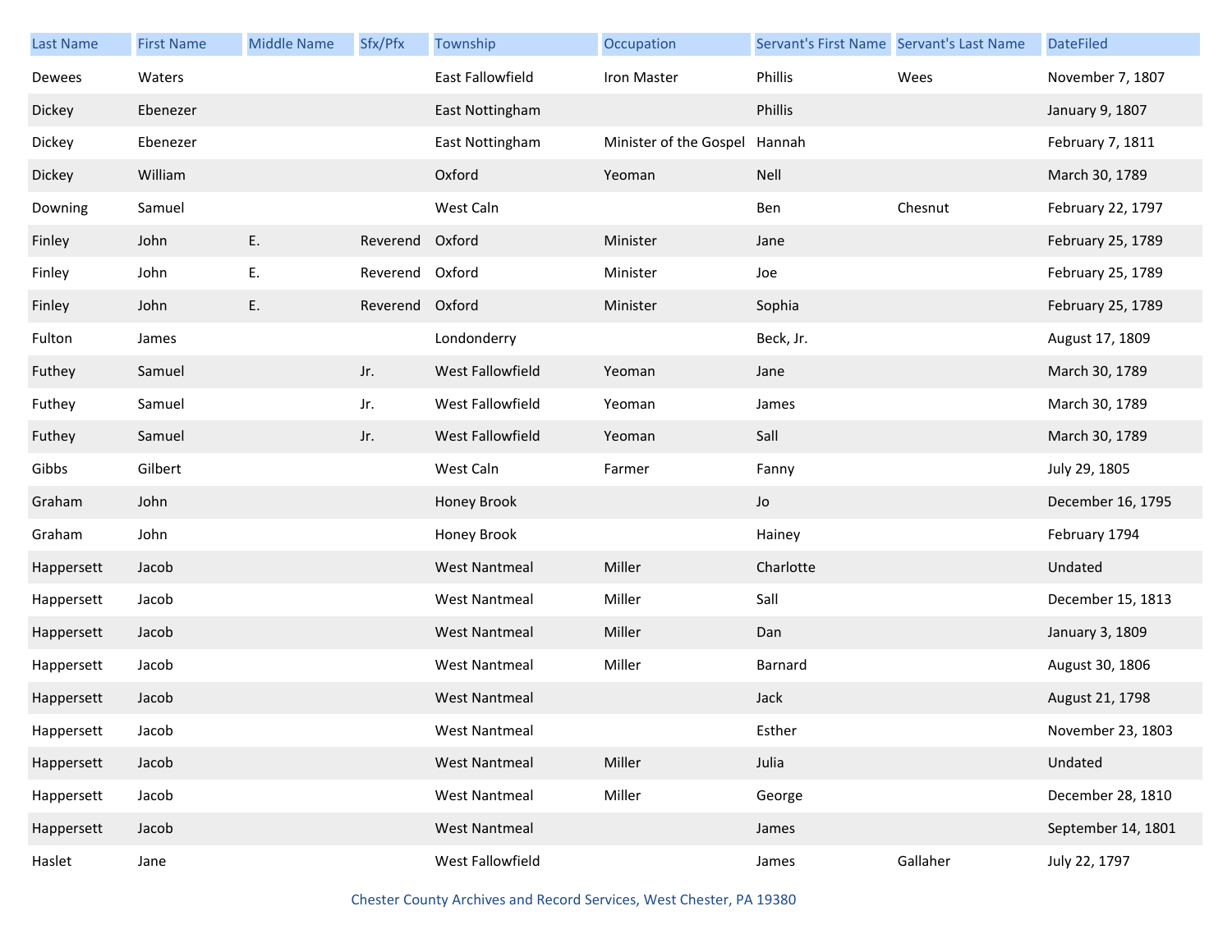| Last Name | First Name | Middle Name | Sfx/Pfx | Township | Occupation | Servant's First Name | Servant's Last Name | DateFiled |
|---|---|---|---|---|---|---|---|---|
| Dewees | Waters | | | East Fallowfield | Iron Master | Phillis | Wees | November 7, 1807 |
| Dickey | Ebenezer | | | East Nottingham | | Phillis | | January 9, 1807 |
| Dickey | Ebenezer | | | East Nottingham | Minister of the Gospel | Hannah | | February 7, 1811 |
| Dickey | William | | | Oxford | Yeoman | Nell | | March 30, 1789 |
| Downing | Samuel | | | West Caln | | Ben | Chesnut | February 22, 1797 |
| Finley | John | E. | Reverend | Oxford | Minister | Jane | | February 25, 1789 |
| Finley | John | E. | Reverend | Oxford | Minister | Joe | | February 25, 1789 |
| Finley | John | E. | Reverend | Oxford | Minister | Sophia | | February 25, 1789 |
| Fulton | James | | | Londonderry | | Beck, Jr. | | August 17, 1809 |
| Futhey | Samuel | | Jr. | West Fallowfield | Yeoman | Jane | | March 30, 1789 |
| Futhey | Samuel | | Jr. | West Fallowfield | Yeoman | James | | March 30, 1789 |
| Futhey | Samuel | | Jr. | West Fallowfield | Yeoman | Sall | | March 30, 1789 |
| Gibbs | Gilbert | | | West Caln | Farmer | Fanny | | July 29, 1805 |
| Graham | John | | | Honey Brook | | Jo | | December 16, 1795 |
| Graham | John | | | Honey Brook | | Hainey | | February 1794 |
| Happersett | Jacob | | | West Nantmeal | Miller | Charlotte | | Undated |
| Happersett | Jacob | | | West Nantmeal | Miller | Sall | | December 15, 1813 |
| Happersett | Jacob | | | West Nantmeal | Miller | Dan | | January 3, 1809 |
| Happersett | Jacob | | | West Nantmeal | Miller | Barnard | | August 30, 1806 |
| Happersett | Jacob | | | West Nantmeal | | Jack | | August 21, 1798 |
| Happersett | Jacob | | | West Nantmeal | | Esther | | November 23, 1803 |
| Happersett | Jacob | | | West Nantmeal | Miller | Julia | | Undated |
| Happersett | Jacob | | | West Nantmeal | Miller | George | | December 28, 1810 |
| Happersett | Jacob | | | West Nantmeal | | James | | September 14, 1801 |
| Haslet | Jane | | | West Fallowfield | | James | Gallaher | July 22, 1797 |

Chester County Archives and Record Services, West Chester, PA 19380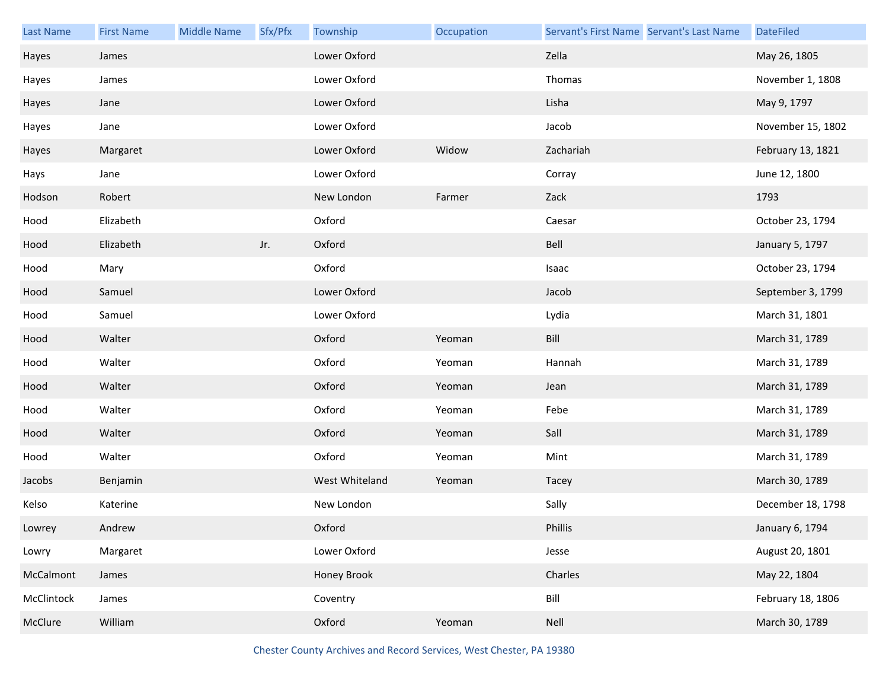| Last Name | First Name | Middle Name | Sfx/Pfx | Township | Occupation | Servant's First Name | Servant's Last Name | DateFiled |
|---|---|---|---|---|---|---|---|---|
| Hayes | James | | | Lower Oxford | | Zella | | May 26, 1805 |
| Hayes | James | | | Lower Oxford | | Thomas | | November 1, 1808 |
| Hayes | Jane | | | Lower Oxford | | Lisha | | May 9, 1797 |
| Hayes | Jane | | | Lower Oxford | | Jacob | | November 15, 1802 |
| Hayes | Margaret | | | Lower Oxford | Widow | Zachariah | | February 13, 1821 |
| Hays | Jane | | | Lower Oxford | | Corray | | June 12, 1800 |
| Hodson | Robert | | | New London | Farmer | Zack | | 1793 |
| Hood | Elizabeth | | | Oxford | | Caesar | | October 23, 1794 |
| Hood | Elizabeth | | Jr. | Oxford | | Bell | | January 5, 1797 |
| Hood | Mary | | | Oxford | | Isaac | | October 23, 1794 |
| Hood | Samuel | | | Lower Oxford | | Jacob | | September 3, 1799 |
| Hood | Samuel | | | Lower Oxford | | Lydia | | March 31, 1801 |
| Hood | Walter | | | Oxford | Yeoman | Bill | | March 31, 1789 |
| Hood | Walter | | | Oxford | Yeoman | Hannah | | March 31, 1789 |
| Hood | Walter | | | Oxford | Yeoman | Jean | | March 31, 1789 |
| Hood | Walter | | | Oxford | Yeoman | Febe | | March 31, 1789 |
| Hood | Walter | | | Oxford | Yeoman | Sall | | March 31, 1789 |
| Hood | Walter | | | Oxford | Yeoman | Mint | | March 31, 1789 |
| Jacobs | Benjamin | | | West Whiteland | Yeoman | Tacey | | March 30, 1789 |
| Kelso | Katerine | | | New London | | Sally | | December 18, 1798 |
| Lowrey | Andrew | | | Oxford | | Phillis | | January 6, 1794 |
| Lowry | Margaret | | | Lower Oxford | | Jesse | | August 20, 1801 |
| McCalmont | James | | | Honey Brook | | Charles | | May 22, 1804 |
| McClintock | James | | | Coventry | | Bill | | February 18, 1806 |
| McClure | William | | | Oxford | Yeoman | Nell | | March 30, 1789 |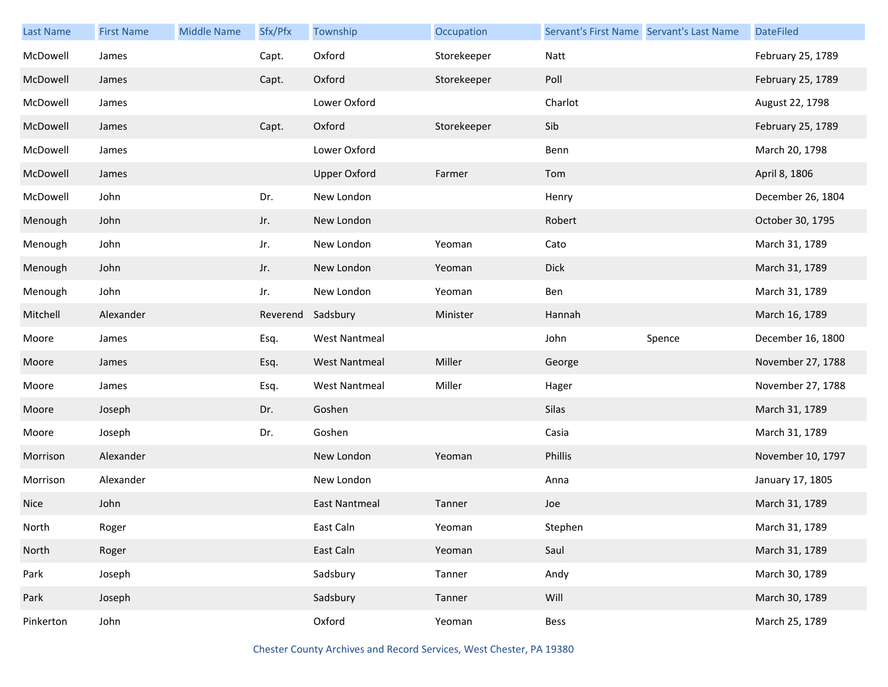| Last Name | First Name | Middle Name | Sfx/Pfx | Township | Occupation | Servant's First Name | Servant's Last Name | DateFiled |
|---|---|---|---|---|---|---|---|---|
| McDowell | James | | Capt. | Oxford | Storekeeper | Natt | | February 25, 1789 |
| McDowell | James | | Capt. | Oxford | Storekeeper | Poll | | February 25, 1789 |
| McDowell | James | | | Lower Oxford | | Charlot | | August 22, 1798 |
| McDowell | James | | Capt. | Oxford | Storekeeper | Sib | | February 25, 1789 |
| McDowell | James | | | Lower Oxford | | Benn | | March 20, 1798 |
| McDowell | James | | | Upper Oxford | Farmer | Tom | | April 8, 1806 |
| McDowell | John | | Dr. | New London | | Henry | | December 26, 1804 |
| Menough | John | | Jr. | New London | | Robert | | October 30, 1795 |
| Menough | John | | Jr. | New London | Yeoman | Cato | | March 31, 1789 |
| Menough | John | | Jr. | New London | Yeoman | Dick | | March 31, 1789 |
| Menough | John | | Jr. | New London | Yeoman | Ben | | March 31, 1789 |
| Mitchell | Alexander | | Reverend | Sadsbury | Minister | Hannah | | March 16, 1789 |
| Moore | James | | Esq. | West Nantmeal | | John | Spence | December 16, 1800 |
| Moore | James | | Esq. | West Nantmeal | Miller | George | | November 27, 1788 |
| Moore | James | | Esq. | West Nantmeal | Miller | Hager | | November 27, 1788 |
| Moore | Joseph | | Dr. | Goshen | | Silas | | March 31, 1789 |
| Moore | Joseph | | Dr. | Goshen | | Casia | | March 31, 1789 |
| Morrison | Alexander | | | New London | Yeoman | Phillis | | November 10, 1797 |
| Morrison | Alexander | | | New London | | Anna | | January 17, 1805 |
| Nice | John | | | East Nantmeal | Tanner | Joe | | March 31, 1789 |
| North | Roger | | | East Caln | Yeoman | Stephen | | March 31, 1789 |
| North | Roger | | | East Caln | Yeoman | Saul | | March 31, 1789 |
| Park | Joseph | | | Sadsbury | Tanner | Andy | | March 30, 1789 |
| Park | Joseph | | | Sadsbury | Tanner | Will | | March 30, 1789 |
| Pinkerton | John | | | Oxford | Yeoman | Bess | | March 25, 1789 |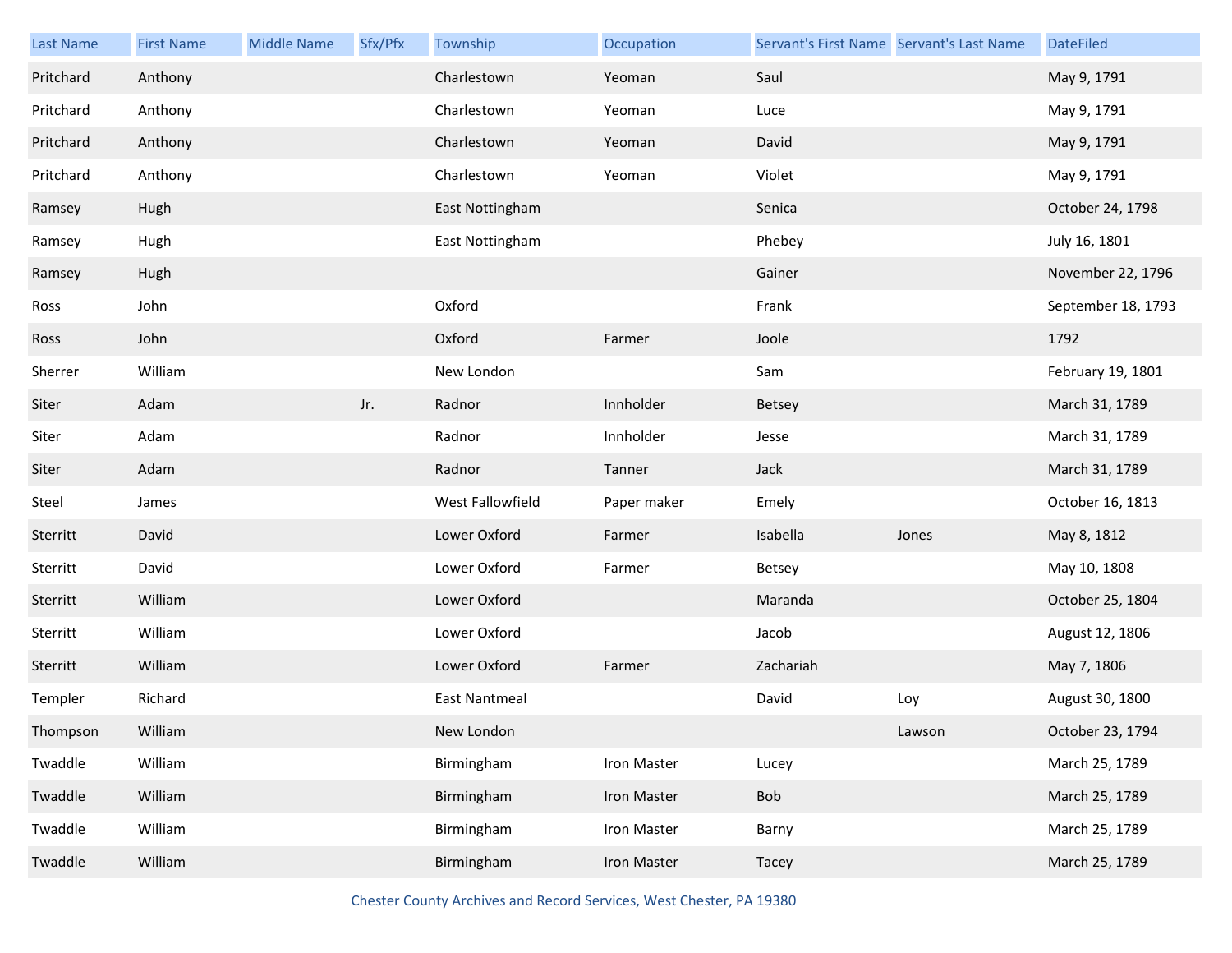| Last Name | First Name | Middle Name | Sfx/Pfx | Township | Occupation | Servant's First Name | Servant's Last Name | DateFiled |
|---|---|---|---|---|---|---|---|---|
| Pritchard | Anthony | | | Charlestown | Yeoman | Saul | | May 9, 1791 |
| Pritchard | Anthony | | | Charlestown | Yeoman | Luce | | May 9, 1791 |
| Pritchard | Anthony | | | Charlestown | Yeoman | David | | May 9, 1791 |
| Pritchard | Anthony | | | Charlestown | Yeoman | Violet | | May 9, 1791 |
| Ramsey | Hugh | | | East Nottingham | | Senica | | October 24, 1798 |
| Ramsey | Hugh | | | East Nottingham | | Phebey | | July 16, 1801 |
| Ramsey | Hugh | | | | | Gainer | | November 22, 1796 |
| Ross | John | | | Oxford | | Frank | | September 18, 1793 |
| Ross | John | | | Oxford | Farmer | Joole | | 1792 |
| Sherrer | William | | | New London | | Sam | | February 19, 1801 |
| Siter | Adam | | Jr. | Radnor | Innholder | Betsey | | March 31, 1789 |
| Siter | Adam | | | Radnor | Innholder | Jesse | | March 31, 1789 |
| Siter | Adam | | | Radnor | Tanner | Jack | | March 31, 1789 |
| Steel | James | | | West Fallowfield | Paper maker | Emely | | October 16, 1813 |
| Sterritt | David | | | Lower Oxford | Farmer | Isabella | Jones | May 8, 1812 |
| Sterritt | David | | | Lower Oxford | Farmer | Betsey | | May 10, 1808 |
| Sterritt | William | | | Lower Oxford | | Maranda | | October 25, 1804 |
| Sterritt | William | | | Lower Oxford | | Jacob | | August 12, 1806 |
| Sterritt | William | | | Lower Oxford | Farmer | Zachariah | | May 7, 1806 |
| Templer | Richard | | | East Nantmeal | | David | Loy | August 30, 1800 |
| Thompson | William | | | New London | | | Lawson | October 23, 1794 |
| Twaddle | William | | | Birmingham | Iron Master | Lucey | | March 25, 1789 |
| Twaddle | William | | | Birmingham | Iron Master | Bob | | March 25, 1789 |
| Twaddle | William | | | Birmingham | Iron Master | Barny | | March 25, 1789 |
| Twaddle | William | | | Birmingham | Iron Master | Tacey | | March 25, 1789 |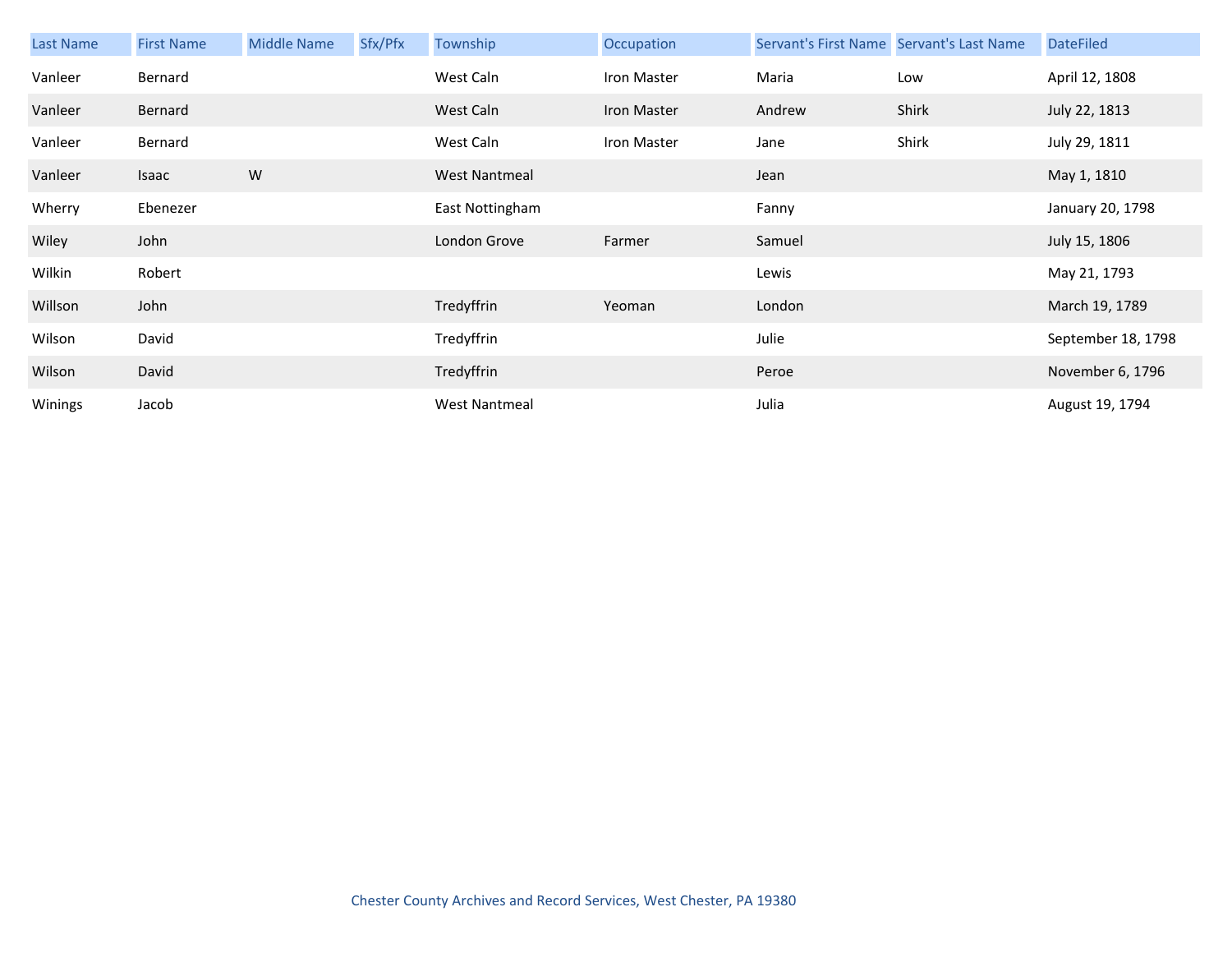| Last Name | First Name | Middle Name | Sfx/Pfx | Township | Occupation | Servant's First Name | Servant's Last Name | DateFiled |
|---|---|---|---|---|---|---|---|---|
| Vanleer | Bernard | | | West Caln | Iron Master | Maria | Low | April 12, 1808 |
| Vanleer | Bernard | | | West Caln | Iron Master | Andrew | Shirk | July 22, 1813 |
| Vanleer | Bernard | | | West Caln | Iron Master | Jane | Shirk | July 29, 1811 |
| Vanleer | Isaac | W | | West Nantmeal | | Jean | | May 1, 1810 |
| Wherry | Ebenezer | | | East Nottingham | | Fanny | | January 20, 1798 |
| Wiley | John | | | London Grove | Farmer | Samuel | | July 15, 1806 |
| Wilkin | Robert | | | | | Lewis | | May 21, 1793 |
| Willson | John | | | Tredyffrin | Yeoman | London | | March 19, 1789 |
| Wilson | David | | | Tredyffrin | | Julie | | September 18, 1798 |
| Wilson | David | | | Tredyffrin | | Peroe | | November 6, 1796 |
| Winings | Jacob | | | West Nantmeal | | Julia | | August 19, 1794 |